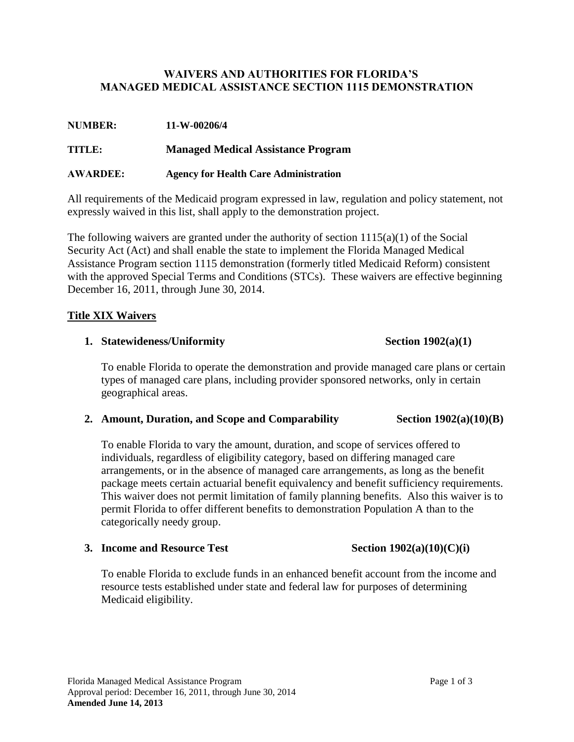# WAIVERS AND AUTHORITIES FOR FLORIDA'S MANAGED MEDICAL ASSISTANCE SECTION 1115 DEMONSTRATION

**NUMBER:** **11-W-00206/4**

**TITLE:** **Managed Medical Assistance Program**

**AWARDEE:** **Agency for Health Care Administration**

All requirements of the Medicaid program expressed in law, regulation and policy statement, not expressly waived in this list, shall apply to the demonstration project.

The following waivers are granted under the authority of section 1115(a)(1) of the Social Security Act (Act) and shall enable the state to implement the Florida Managed Medical Assistance Program section 1115 demonstration (formerly titled Medicaid Reform) consistent with the approved Special Terms and Conditions (STCs). These waivers are effective beginning December 16, 2011, through June 30, 2014.

## Title XIX Waivers

1. **Statewideness/Uniformity** — **Section 1902(a)(1)**

   To enable Florida to operate the demonstration and provide managed care plans or certain types of managed care plans, including provider sponsored networks, only in certain geographical areas.

2. **Amount, Duration, and Scope and Comparability** — **Section 1902(a)(10)(B)**

   To enable Florida to vary the amount, duration, and scope of services offered to individuals, regardless of eligibility category, based on differing managed care arrangements, or in the absence of managed care arrangements, as long as the benefit package meets certain actuarial benefit equivalency and benefit sufficiency requirements. This waiver does not permit limitation of family planning benefits. Also this waiver is to permit Florida to offer different benefits to demonstration Population A than to the categorically needy group.

3. **Income and Resource Test** — **Section 1902(a)(10)(C)(i)**

   To enable Florida to exclude funds in an enhanced benefit account from the income and resource tests established under state and federal law for purposes of determining Medicaid eligibility.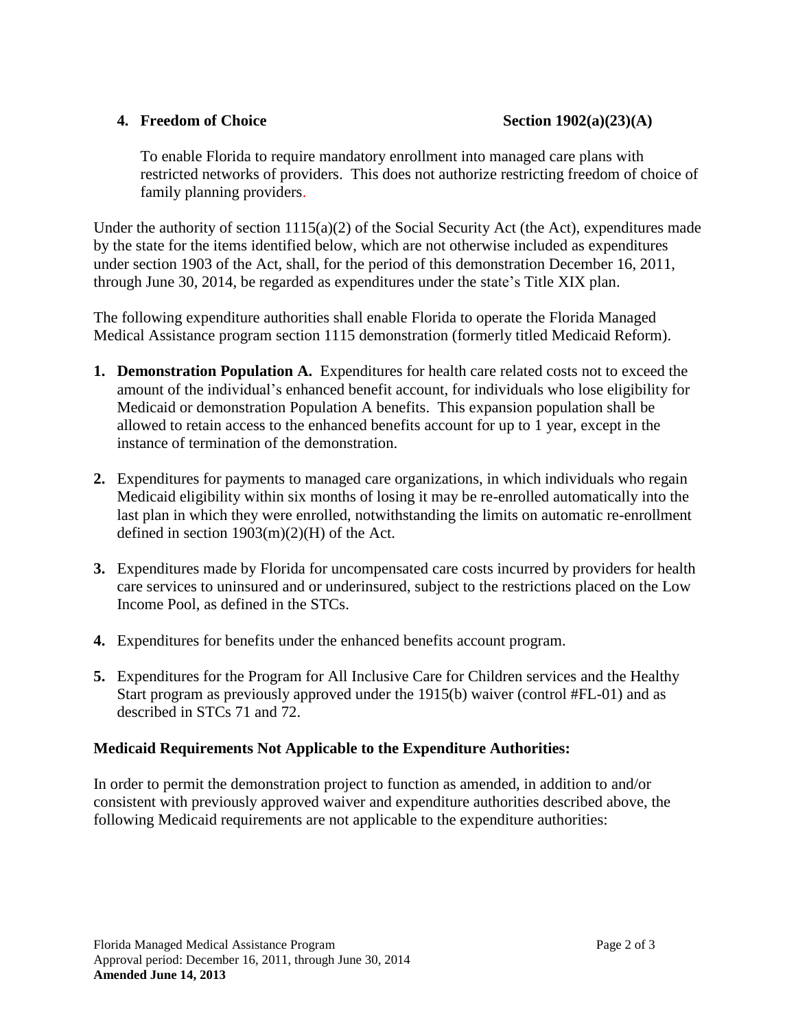**4. Freedom of Choice Section 1902(a)(23)(A)**

To enable Florida to require mandatory enrollment into managed care plans with restricted networks of providers. This does not authorize restricting freedom of choice of family planning providers.

Under the authority of section 1115(a)(2) of the Social Security Act (the Act), expenditures made by the state for the items identified below, which are not otherwise included as expenditures under section 1903 of the Act, shall, for the period of this demonstration December 16, 2011, through June 30, 2014, be regarded as expenditures under the state's Title XIX plan.

The following expenditure authorities shall enable Florida to operate the Florida Managed Medical Assistance program section 1115 demonstration (formerly titled Medicaid Reform).

1. **Demonstration Population A.** Expenditures for health care related costs not to exceed the amount of the individual's enhanced benefit account, for individuals who lose eligibility for Medicaid or demonstration Population A benefits. This expansion population shall be allowed to retain access to the enhanced benefits account for up to 1 year, except in the instance of termination of the demonstration.

2. Expenditures for payments to managed care organizations, in which individuals who regain Medicaid eligibility within six months of losing it may be re-enrolled automatically into the last plan in which they were enrolled, notwithstanding the limits on automatic re-enrollment defined in section 1903(m)(2)(H) of the Act.

3. Expenditures made by Florida for uncompensated care costs incurred by providers for health care services to uninsured and or underinsured, subject to the restrictions placed on the Low Income Pool, as defined in the STCs.

4. Expenditures for benefits under the enhanced benefits account program.

5. Expenditures for the Program for All Inclusive Care for Children services and the Healthy Start program as previously approved under the 1915(b) waiver (control #FL-01) and as described in STCs 71 and 72.

**Medicaid Requirements Not Applicable to the Expenditure Authorities:**

In order to permit the demonstration project to function as amended, in addition to and/or consistent with previously approved waiver and expenditure authorities described above, the following Medicaid requirements are not applicable to the expenditure authorities: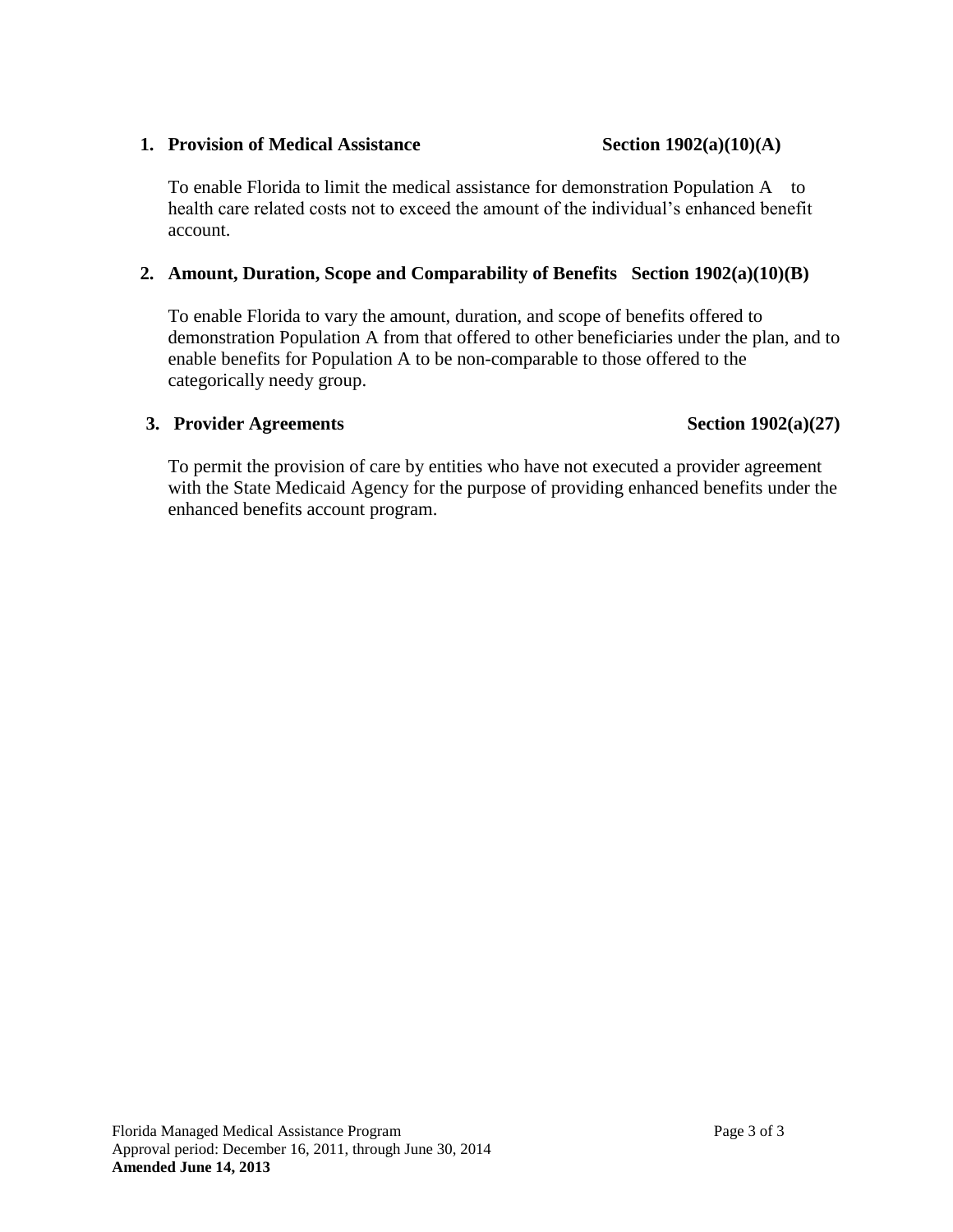1. **Provision of Medical Assistance** **Section 1902(a)(10)(A)**

   To enable Florida to limit the medical assistance for demonstration Population A to health care related costs not to exceed the amount of the individual's enhanced benefit account.

2. **Amount, Duration, Scope and Comparability of Benefits** **Section 1902(a)(10)(B)**

   To enable Florida to vary the amount, duration, and scope of benefits offered to demonstration Population A from that offered to other beneficiaries under the plan, and to enable benefits for Population A to be non-comparable to those offered to the categorically needy group.

3. **Provider Agreements** **Section 1902(a)(27)**

   To permit the provision of care by entities who have not executed a provider agreement with the State Medicaid Agency for the purpose of providing enhanced benefits under the enhanced benefits account program.